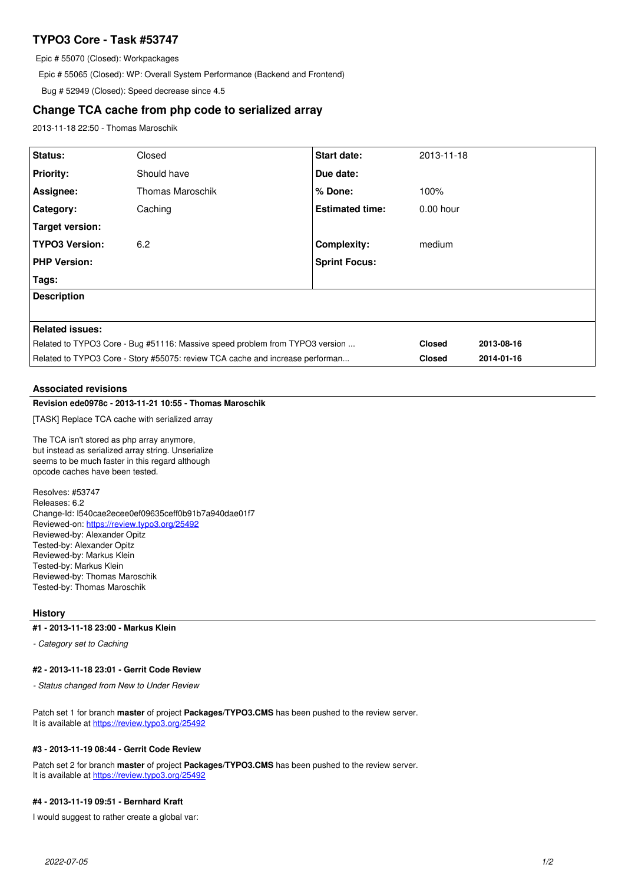# TYPO3 Core - Task #53747

Epic # 55070 (Closed): Workpackages

Epic # 55065 (Closed): WP: Overall System Performance (Backend and Frontend)

Bug # 52949 (Closed): Speed decrease since 4.5

## Change TCA cache from php code to serialized array

2013-11-18 22:50 - Thomas Maroschik

| | | | |
|---|---|---|---|
| **Status:** | Closed | **Start date:** | 2013-11-18 |
| **Priority:** | Should have | **Due date:** | |
| **Assignee:** | Thomas Maroschik | **% Done:** | 100% |
| **Category:** | Caching | **Estimated time:** | 0.00 hour |
| **Target version:** | | | |
| **TYPO3 Version:** | 6.2 | **Complexity:** | medium |
| **PHP Version:** | | **Sprint Focus:** | |
| **Tags:** | | | |

**Description**

**Related issues:**

| | | |
|---|---|---|
| Related to TYPO3 Core - Bug #51116: Massive speed problem from TYPO3 version ... | **Closed** | **2013-08-16** |
| Related to TYPO3 Core - Story #55075: review TCA cache and increase performan... | **Closed** | **2014-01-16** |

### Associated revisions

**Revision ede0978c - 2013-11-21 10:55 - Thomas Maroschik**

[TASK] Replace TCA cache with serialized array

The TCA isn't stored as php array anymore,
but instead as serialized array string. Unserialize
seems to be much faster in this regard although
opcode caches have been tested.

Resolves: #53747
Releases: 6.2
Change-Id: I540cae2ecee0ef09635ceff0b91b7a940dae01f7
Reviewed-on: https://review.typo3.org/25492
Reviewed-by: Alexander Opitz
Tested-by: Alexander Opitz
Reviewed-by: Markus Klein
Tested-by: Markus Klein
Reviewed-by: Thomas Maroschik
Tested-by: Thomas Maroschik

### History

**#1 - 2013-11-18 23:00 - Markus Klein**

*- Category set to Caching*

**#2 - 2013-11-18 23:01 - Gerrit Code Review**

*- Status changed from New to Under Review*

Patch set 1 for branch **master** of project **Packages/TYPO3.CMS** has been pushed to the review server.
It is available at https://review.typo3.org/25492

**#3 - 2013-11-19 08:44 - Gerrit Code Review**

Patch set 2 for branch **master** of project **Packages/TYPO3.CMS** has been pushed to the review server.
It is available at https://review.typo3.org/25492

**#4 - 2013-11-19 09:51 - Bernhard Kraft**

I would suggest to rather create a global var: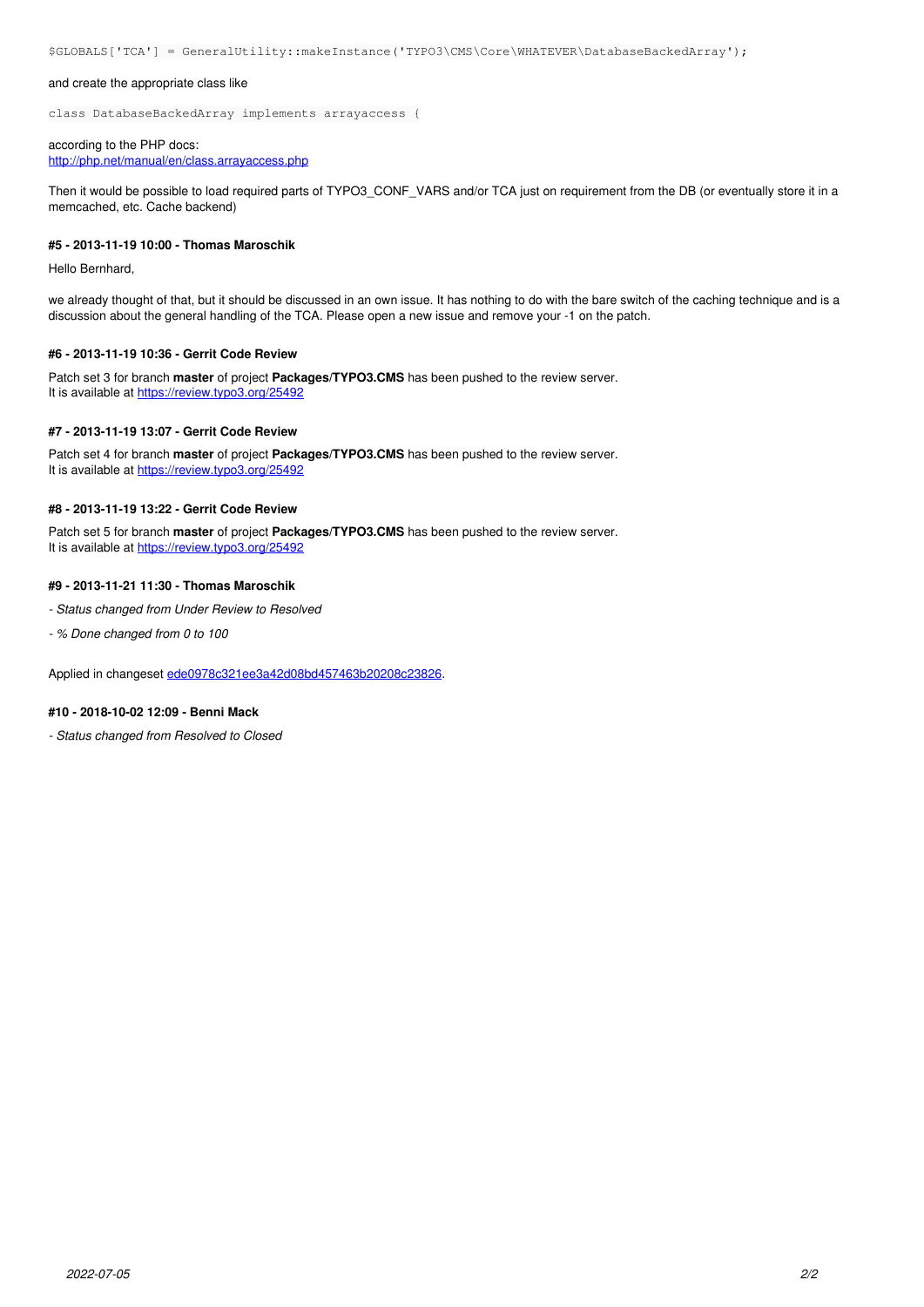```
$GLOBALS['TCA'] = GeneralUtility::makeInstance('TYPO3\CMS\Core\WHATEVER\DatabaseBackedArray');
```

and create the appropriate class like

```
class DatabaseBackedArray implements arrayaccess {
```

according to the PHP docs:
http://php.net/manual/en/class.arrayaccess.php

Then it would be possible to load required parts of TYPO3_CONF_VARS and/or TCA just on requirement from the DB (or eventually store it in a memcached, etc. Cache backend)

#### #5 - 2013-11-19 10:00 - Thomas Maroschik

Hello Bernhard,

we already thought of that, but it should be discussed in an own issue. It has nothing to do with the bare switch of the caching technique and is a discussion about the general handling of the TCA. Please open a new issue and remove your -1 on the patch.

#### #6 - 2013-11-19 10:36 - Gerrit Code Review

Patch set 3 for branch **master** of project **Packages/TYPO3.CMS** has been pushed to the review server.
It is available at https://review.typo3.org/25492

#### #7 - 2013-11-19 13:07 - Gerrit Code Review

Patch set 4 for branch **master** of project **Packages/TYPO3.CMS** has been pushed to the review server.
It is available at https://review.typo3.org/25492

#### #8 - 2013-11-19 13:22 - Gerrit Code Review

Patch set 5 for branch **master** of project **Packages/TYPO3.CMS** has been pushed to the review server.
It is available at https://review.typo3.org/25492

#### #9 - 2013-11-21 11:30 - Thomas Maroschik

- *Status changed from Under Review to Resolved*
- *% Done changed from 0 to 100*

Applied in changeset ede0978c321ee3a42d08bd457463b20208c23826.

#### #10 - 2018-10-02 12:09 - Benni Mack

- *Status changed from Resolved to Closed*